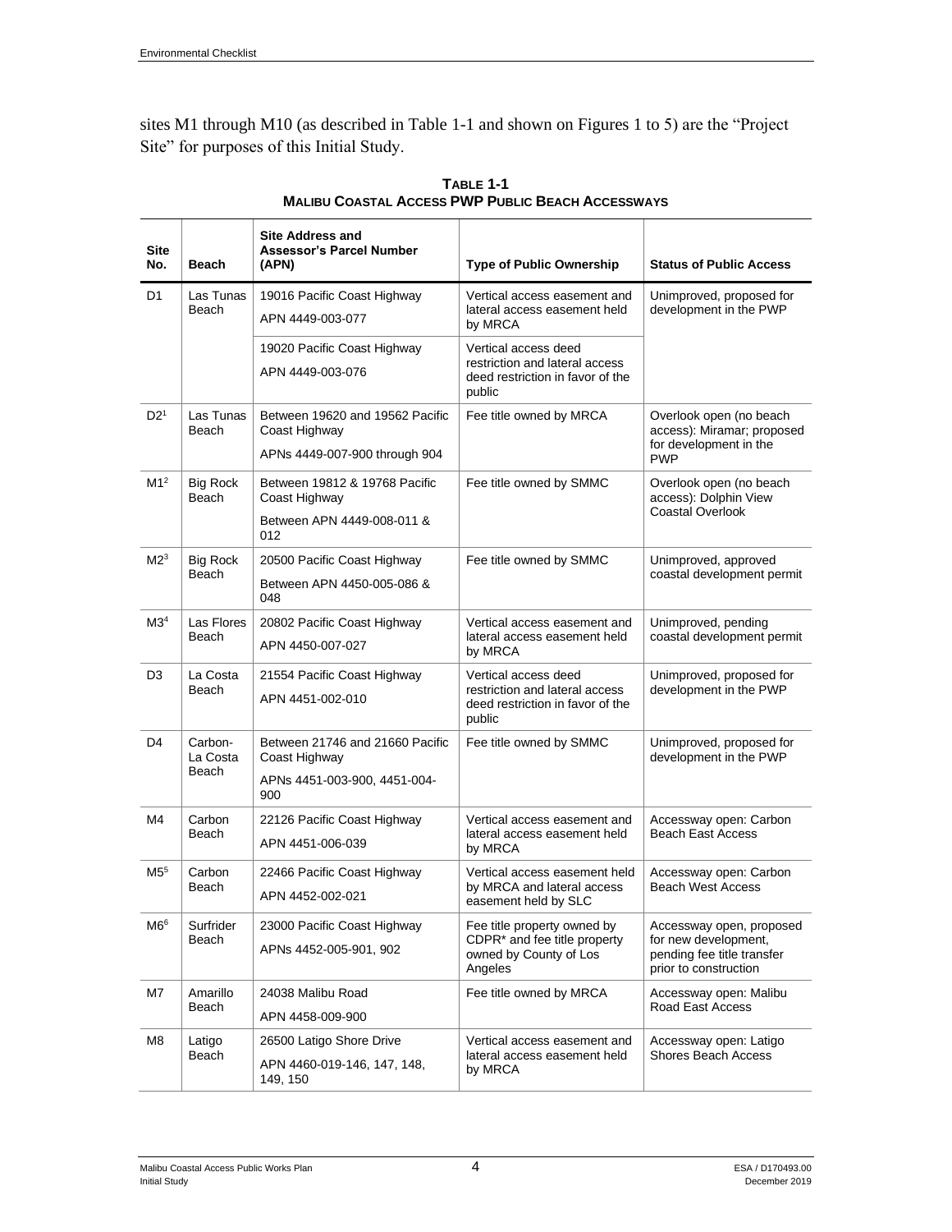sites M1 through M10 (as described in Table 1-1 and shown on Figures 1 to 5) are the "Project Site" for purposes of this Initial Study.

**TABLE 1-1**
**MALIBU COASTAL ACCESS PWP PUBLIC BEACH ACCESSWAYS**

| Site No. | Beach | Site Address and Assessor's Parcel Number (APN) | Type of Public Ownership | Status of Public Access |
|---|---|---|---|---|
| D1 | Las Tunas Beach | 19016 Pacific Coast Highway<br>APN 4449-003-077 | Vertical access easement and lateral access easement held by MRCA | Unimproved, proposed for development in the PWP |
| | | 19020 Pacific Coast Highway<br>APN 4449-003-076 | Vertical access deed restriction and lateral access deed restriction in favor of the public | |
| D2[1] | Las Tunas Beach | Between 19620 and 19562 Pacific Coast Highway<br>APNs 4449-007-900 through 904 | Fee title owned by MRCA | Overlook open (no beach access): Miramar; proposed for development in the PWP |
| M1[2] | Big Rock Beach | Between 19812 & 19768 Pacific Coast Highway<br>Between APN 4449-008-011 & 012 | Fee title owned by SMMC | Overlook open (no beach access): Dolphin View Coastal Overlook |
| M2[3] | Big Rock Beach | 20500 Pacific Coast Highway<br>Between APN 4450-005-086 & 048 | Fee title owned by SMMC | Unimproved, approved coastal development permit |
| M3[4] | Las Flores Beach | 20802 Pacific Coast Highway<br>APN 4450-007-027 | Vertical access easement and lateral access easement held by MRCA | Unimproved, pending coastal development permit |
| D3 | La Costa Beach | 21554 Pacific Coast Highway<br>APN 4451-002-010 | Vertical access deed restriction and lateral access deed restriction in favor of the public | Unimproved, proposed for development in the PWP |
| D4 | Carbon-La Costa Beach | Between 21746 and 21660 Pacific Coast Highway<br>APNs 4451-003-900, 4451-004-900 | Fee title owned by SMMC | Unimproved, proposed for development in the PWP |
| M4 | Carbon Beach | 22126 Pacific Coast Highway<br>APN 4451-006-039 | Vertical access easement and lateral access easement held by MRCA | Accessway open: Carbon Beach East Access |
| M5[5] | Carbon Beach | 22466 Pacific Coast Highway<br>APN 4452-002-021 | Vertical access easement held by MRCA and lateral access easement held by SLC | Accessway open: Carbon Beach West Access |
| M6[6] | Surfrider Beach | 23000 Pacific Coast Highway<br>APNs 4452-005-901, 902 | Fee title property owned by CDPR* and fee title property owned by County of Los Angeles | Accessway open, proposed for new development, pending fee title transfer prior to construction |
| M7 | Amarillo Beach | 24038 Malibu Road<br>APN 4458-009-900 | Fee title owned by MRCA | Accessway open: Malibu Road East Access |
| M8 | Latigo Beach | 26500 Latigo Shore Drive<br>APN 4460-019-146, 147, 148, 149, 150 | Vertical access easement and lateral access easement held by MRCA | Accessway open: Latigo Shores Beach Access |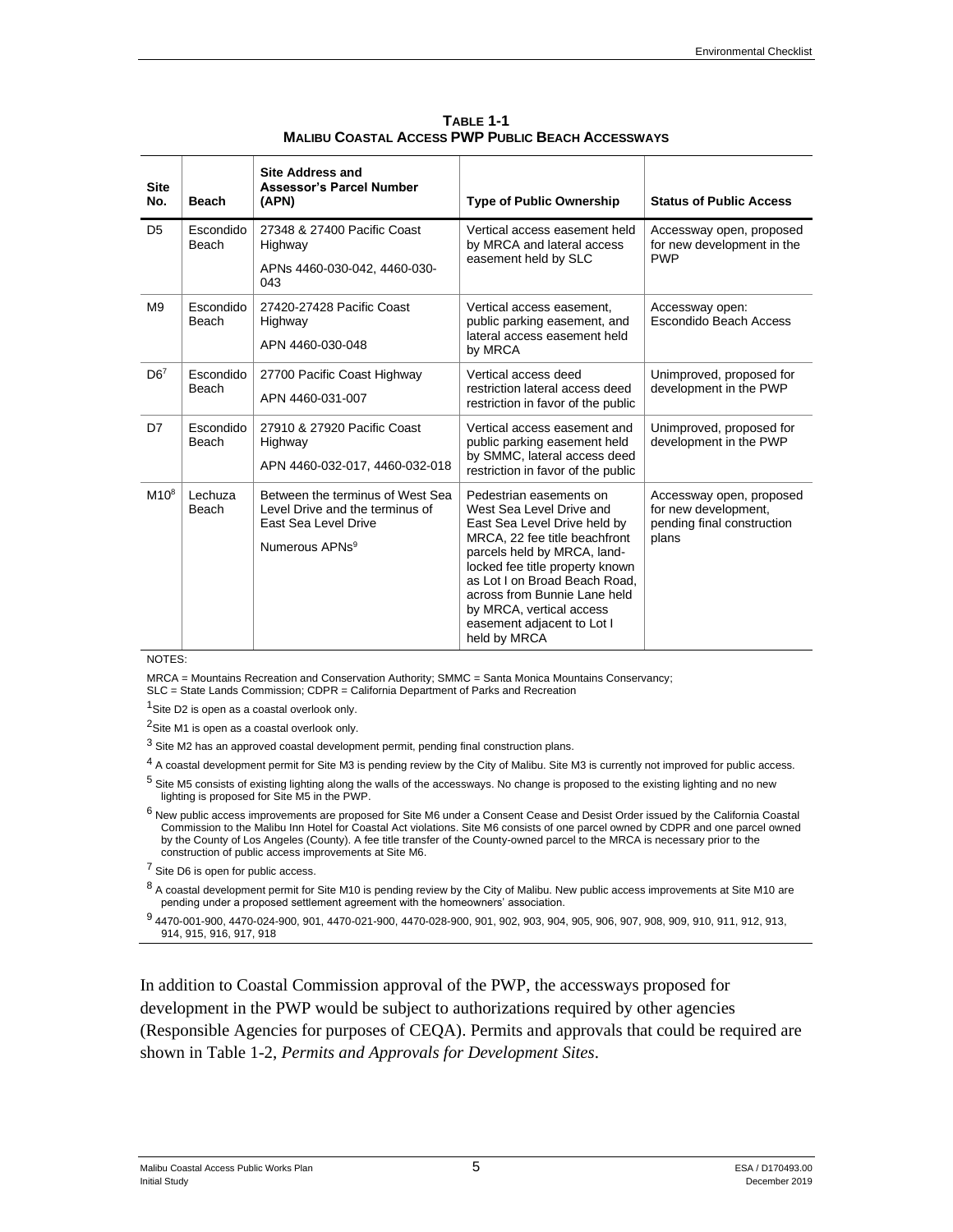**TABLE 1-1**
**MALIBU COASTAL ACCESS PWP PUBLIC BEACH ACCESSWAYS**

| Site No. | Beach | Site Address and Assessor's Parcel Number (APN) | Type of Public Ownership | Status of Public Access |
|---|---|---|---|---|
| D5 | Escondido Beach | 27348 & 27400 Pacific Coast Highway<br>APNs 4460-030-042, 4460-030-043 | Vertical access easement held by MRCA and lateral access easement held by SLC | Accessway open, proposed for new development in the PWP |
| M9 | Escondido Beach | 27420-27428 Pacific Coast Highway<br>APN 4460-030-048 | Vertical access easement, public parking easement, and lateral access easement held by MRCA | Accessway open: Escondido Beach Access |
| D6[7] | Escondido Beach | 27700 Pacific Coast Highway<br>APN 4460-031-007 | Vertical access deed restriction lateral access deed restriction in favor of the public | Unimproved, proposed for development in the PWP |
| D7 | Escondido Beach | 27910 & 27920 Pacific Coast Highway<br>APN 4460-032-017, 4460-032-018 | Vertical access easement and public parking easement held by SMMC, lateral access deed restriction in favor of the public | Unimproved, proposed for development in the PWP |
| M10[8] | Lechuza Beach | Between the terminus of West Sea Level Drive and the terminus of East Sea Level Drive<br>Numerous APNs[9] | Pedestrian easements on West Sea Level Drive and East Sea Level Drive held by MRCA, 22 fee title beachfront parcels held by MRCA, land-locked fee title property known as Lot I on Broad Beach Road, across from Bunnie Lane held by MRCA, vertical access easement adjacent to Lot I held by MRCA | Accessway open, proposed for new development, pending final construction plans |

NOTES:

MRCA = Mountains Recreation and Conservation Authority; SMMC = Santa Monica Mountains Conservancy; SLC = State Lands Commission; CDPR = California Department of Parks and Recreation

[1] Site D2 is open as a coastal overlook only.

[2] Site M1 is open as a coastal overlook only.

[3] Site M2 has an approved coastal development permit, pending final construction plans.

[4] A coastal development permit for Site M3 is pending review by the City of Malibu. Site M3 is currently not improved for public access.

[5] Site M5 consists of existing lighting along the walls of the accessways. No change is proposed to the existing lighting and no new lighting is proposed for Site M5 in the PWP.

[6] New public access improvements are proposed for Site M6 under a Consent Cease and Desist Order issued by the California Coastal Commission to the Malibu Inn Hotel for Coastal Act violations. Site M6 consists of one parcel owned by CDPR and one parcel owned by the County of Los Angeles (County). A fee title transfer of the County-owned parcel to the MRCA is necessary prior to the construction of public access improvements at Site M6.

[7] Site D6 is open for public access.

[8] A coastal development permit for Site M10 is pending review by the City of Malibu. New public access improvements at Site M10 are pending under a proposed settlement agreement with the homeowners' association.

[9] 4470-001-900, 4470-024-900, 901, 4470-021-900, 4470-028-900, 901, 902, 903, 904, 905, 906, 907, 908, 909, 910, 911, 912, 913, 914, 915, 916, 917, 918

In addition to Coastal Commission approval of the PWP, the accessways proposed for development in the PWP would be subject to authorizations required by other agencies (Responsible Agencies for purposes of CEQA). Permits and approvals that could be required are shown in Table 1-2, *Permits and Approvals for Development Sites*.